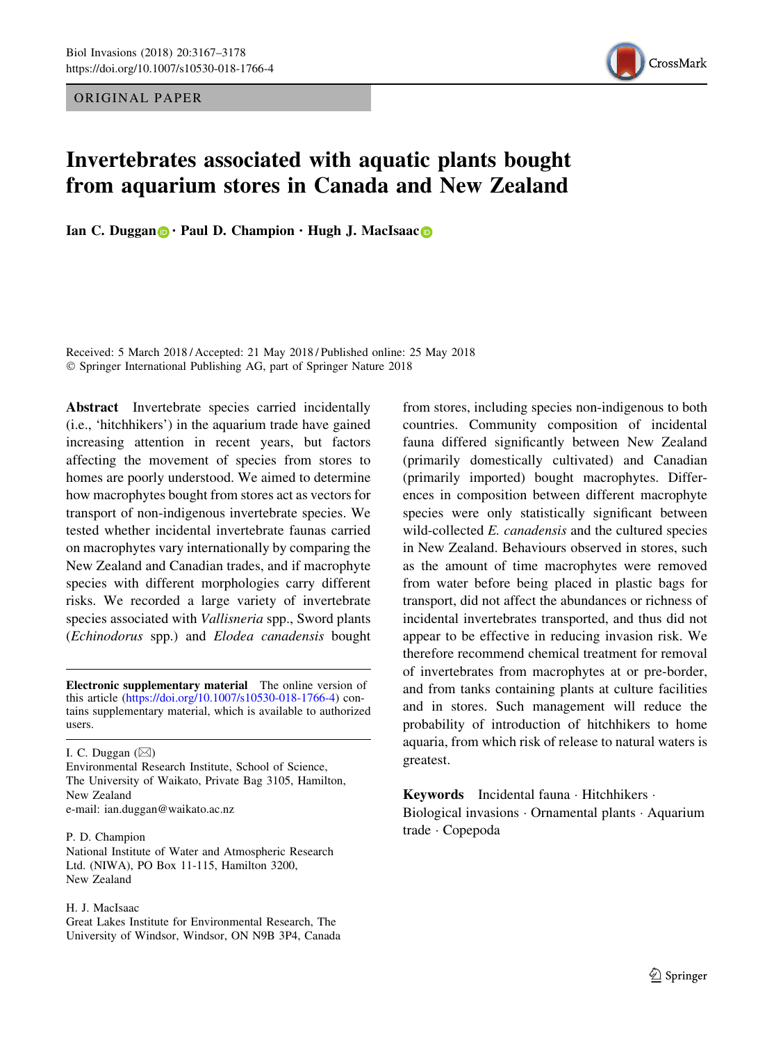ORIGINAL PAPER

# Invertebrates associated with aquatic plants bought from aquarium stores in Canada and New Zealand

**Ian C. Duggan · Paul D. Champion · Hugh J. MacIsaac**

Received: 5 March 2018 / Accepted: 21 May 2018 / Published online: 25 May 2018
© Springer International Publishing AG, part of Springer Nature 2018

**Abstract** Invertebrate species carried incidentally (i.e., 'hitchhikers') in the aquarium trade have gained increasing attention in recent years, but factors affecting the movement of species from stores to homes are poorly understood. We aimed to determine how macrophytes bought from stores act as vectors for transport of non-indigenous invertebrate species. We tested whether incidental invertebrate faunas carried on macrophytes vary internationally by comparing the New Zealand and Canadian trades, and if macrophyte species with different morphologies carry different risks. We recorded a large variety of invertebrate species associated with *Vallisneria* spp., Sword plants (*Echinodorus* spp.) and *Elodea canadensis* bought from stores, including species non-indigenous to both countries. Community composition of incidental fauna differed significantly between New Zealand (primarily domestically cultivated) and Canadian (primarily imported) bought macrophytes. Differences in composition between different macrophyte species were only statistically significant between wild-collected *E. canadensis* and the cultured species in New Zealand. Behaviours observed in stores, such as the amount of time macrophytes were removed from water before being placed in plastic bags for transport, did not affect the abundances or richness of incidental invertebrates transported, and thus did not appear to be effective in reducing invasion risk. We therefore recommend chemical treatment for removal of invertebrates from macrophytes at or pre-border, and from tanks containing plants at culture facilities and in stores. Such management will reduce the probability of introduction of hitchhikers to home aquaria, from which risk of release to natural waters is greatest.

**Keywords** Incidental fauna · Hitchhikers · Biological invasions · Ornamental plants · Aquarium trade · Copepoda

**Electronic supplementary material** The online version of this article (https://doi.org/10.1007/s10530-018-1766-4) contains supplementary material, which is available to authorized users.

I. C. Duggan (✉)
Environmental Research Institute, School of Science, The University of Waikato, Private Bag 3105, Hamilton, New Zealand
e-mail: ian.duggan@waikato.ac.nz

P. D. Champion
National Institute of Water and Atmospheric Research Ltd. (NIWA), PO Box 11-115, Hamilton 3200, New Zealand

H. J. MacIsaac
Great Lakes Institute for Environmental Research, The University of Windsor, Windsor, ON N9B 3P4, Canada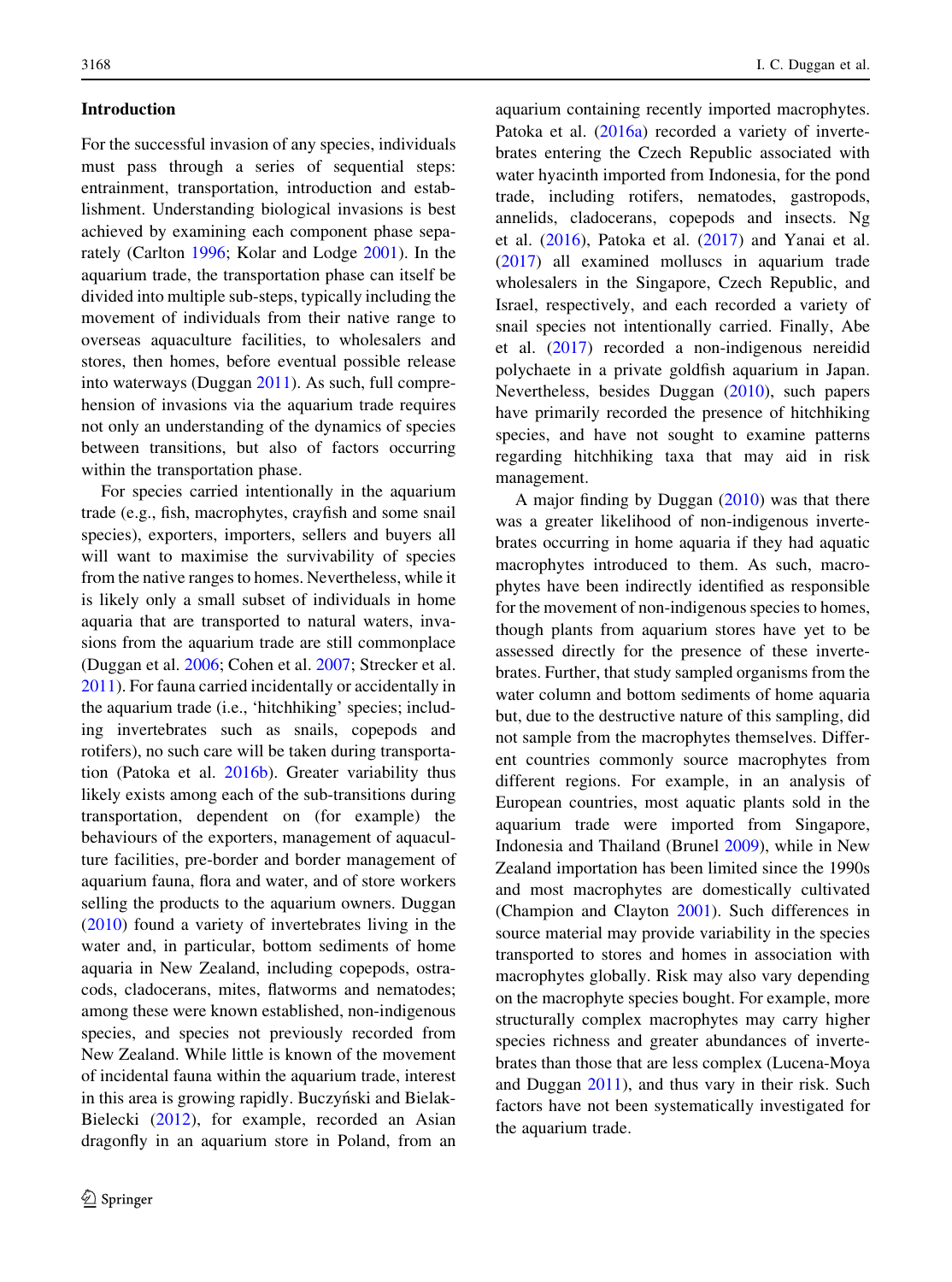## Introduction

For the successful invasion of any species, individuals must pass through a series of sequential steps: entrainment, transportation, introduction and establishment. Understanding biological invasions is best achieved by examining each component phase separately (Carlton 1996; Kolar and Lodge 2001). In the aquarium trade, the transportation phase can itself be divided into multiple sub-steps, typically including the movement of individuals from their native range to overseas aquaculture facilities, to wholesalers and stores, then homes, before eventual possible release into waterways (Duggan 2011). As such, full comprehension of invasions via the aquarium trade requires not only an understanding of the dynamics of species between transitions, but also of factors occurring within the transportation phase.

For species carried intentionally in the aquarium trade (e.g., fish, macrophytes, crayfish and some snail species), exporters, importers, sellers and buyers all will want to maximise the survivability of species from the native ranges to homes. Nevertheless, while it is likely only a small subset of individuals in home aquaria that are transported to natural waters, invasions from the aquarium trade are still commonplace (Duggan et al. 2006; Cohen et al. 2007; Strecker et al. 2011). For fauna carried incidentally or accidentally in the aquarium trade (i.e., 'hitchhiking' species; including invertebrates such as snails, copepods and rotifers), no such care will be taken during transportation (Patoka et al. 2016b). Greater variability thus likely exists among each of the sub-transitions during transportation, dependent on (for example) the behaviours of the exporters, management of aquaculture facilities, pre-border and border management of aquarium fauna, flora and water, and of store workers selling the products to the aquarium owners. Duggan (2010) found a variety of invertebrates living in the water and, in particular, bottom sediments of home aquaria in New Zealand, including copepods, ostracods, cladocerans, mites, flatworms and nematodes; among these were known established, non-indigenous species, and species not previously recorded from New Zealand. While little is known of the movement of incidental fauna within the aquarium trade, interest in this area is growing rapidly. Buczyński and Bielak-Bielecki (2012), for example, recorded an Asian dragonfly in an aquarium store in Poland, from an aquarium containing recently imported macrophytes. Patoka et al. (2016a) recorded a variety of invertebrates entering the Czech Republic associated with water hyacinth imported from Indonesia, for the pond trade, including rotifers, nematodes, gastropods, annelids, cladocerans, copepods and insects. Ng et al. (2016), Patoka et al. (2017) and Yanai et al. (2017) all examined molluscs in aquarium trade wholesalers in the Singapore, Czech Republic, and Israel, respectively, and each recorded a variety of snail species not intentionally carried. Finally, Abe et al. (2017) recorded a non-indigenous nereidid polychaete in a private goldfish aquarium in Japan. Nevertheless, besides Duggan (2010), such papers have primarily recorded the presence of hitchhiking species, and have not sought to examine patterns regarding hitchhiking taxa that may aid in risk management.

A major finding by Duggan (2010) was that there was a greater likelihood of non-indigenous invertebrates occurring in home aquaria if they had aquatic macrophytes introduced to them. As such, macrophytes have been indirectly identified as responsible for the movement of non-indigenous species to homes, though plants from aquarium stores have yet to be assessed directly for the presence of these invertebrates. Further, that study sampled organisms from the water column and bottom sediments of home aquaria but, due to the destructive nature of this sampling, did not sample from the macrophytes themselves. Different countries commonly source macrophytes from different regions. For example, in an analysis of European countries, most aquatic plants sold in the aquarium trade were imported from Singapore, Indonesia and Thailand (Brunel 2009), while in New Zealand importation has been limited since the 1990s and most macrophytes are domestically cultivated (Champion and Clayton 2001). Such differences in source material may provide variability in the species transported to stores and homes in association with macrophytes globally. Risk may also vary depending on the macrophyte species bought. For example, more structurally complex macrophytes may carry higher species richness and greater abundances of invertebrates than those that are less complex (Lucena-Moya and Duggan 2011), and thus vary in their risk. Such factors have not been systematically investigated for the aquarium trade.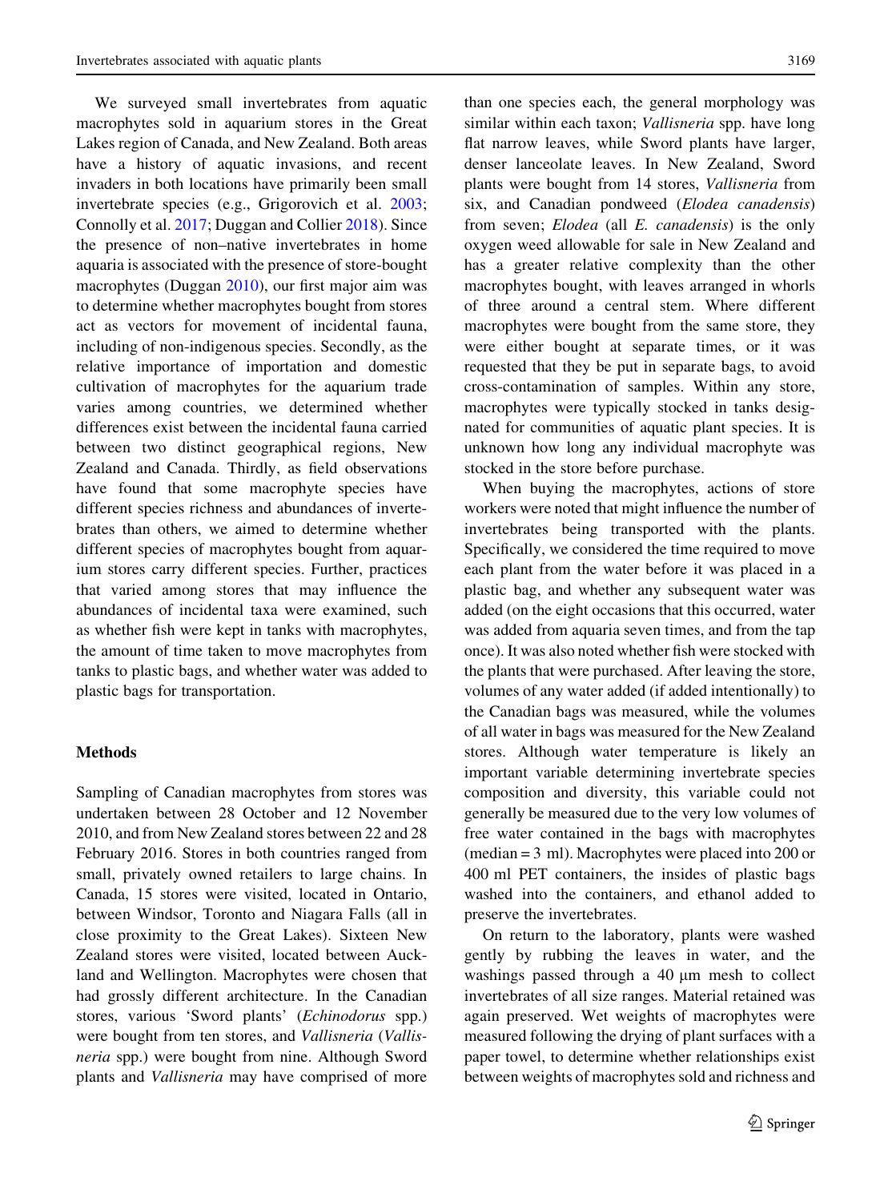We surveyed small invertebrates from aquatic macrophytes sold in aquarium stores in the Great Lakes region of Canada, and New Zealand. Both areas have a history of aquatic invasions, and recent invaders in both locations have primarily been small invertebrate species (e.g., Grigorovich et al. 2003; Connolly et al. 2017; Duggan and Collier 2018). Since the presence of non–native invertebrates in home aquaria is associated with the presence of store-bought macrophytes (Duggan 2010), our first major aim was to determine whether macrophytes bought from stores act as vectors for movement of incidental fauna, including of non-indigenous species. Secondly, as the relative importance of importation and domestic cultivation of macrophytes for the aquarium trade varies among countries, we determined whether differences exist between the incidental fauna carried between two distinct geographical regions, New Zealand and Canada. Thirdly, as field observations have found that some macrophyte species have different species richness and abundances of invertebrates than others, we aimed to determine whether different species of macrophytes bought from aquarium stores carry different species. Further, practices that varied among stores that may influence the abundances of incidental taxa were examined, such as whether fish were kept in tanks with macrophytes, the amount of time taken to move macrophytes from tanks to plastic bags, and whether water was added to plastic bags for transportation.

## Methods

Sampling of Canadian macrophytes from stores was undertaken between 28 October and 12 November 2010, and from New Zealand stores between 22 and 28 February 2016. Stores in both countries ranged from small, privately owned retailers to large chains. In Canada, 15 stores were visited, located in Ontario, between Windsor, Toronto and Niagara Falls (all in close proximity to the Great Lakes). Sixteen New Zealand stores were visited, located between Auckland and Wellington. Macrophytes were chosen that had grossly different architecture. In the Canadian stores, various 'Sword plants' (*Echinodorus* spp.) were bought from ten stores, and *Vallisneria* (*Vallisneria* spp.) were bought from nine. Although Sword plants and *Vallisneria* may have comprised of more than one species each, the general morphology was similar within each taxon; *Vallisneria* spp. have long flat narrow leaves, while Sword plants have larger, denser lanceolate leaves. In New Zealand, Sword plants were bought from 14 stores, *Vallisneria* from six, and Canadian pondweed (*Elodea canadensis*) from seven; *Elodea* (all *E. canadensis*) is the only oxygen weed allowable for sale in New Zealand and has a greater relative complexity than the other macrophytes bought, with leaves arranged in whorls of three around a central stem. Where different macrophytes were bought from the same store, they were either bought at separate times, or it was requested that they be put in separate bags, to avoid cross-contamination of samples. Within any store, macrophytes were typically stocked in tanks designated for communities of aquatic plant species. It is unknown how long any individual macrophyte was stocked in the store before purchase.

When buying the macrophytes, actions of store workers were noted that might influence the number of invertebrates being transported with the plants. Specifically, we considered the time required to move each plant from the water before it was placed in a plastic bag, and whether any subsequent water was added (on the eight occasions that this occurred, water was added from aquaria seven times, and from the tap once). It was also noted whether fish were stocked with the plants that were purchased. After leaving the store, volumes of any water added (if added intentionally) to the Canadian bags was measured, while the volumes of all water in bags was measured for the New Zealand stores. Although water temperature is likely an important variable determining invertebrate species composition and diversity, this variable could not generally be measured due to the very low volumes of free water contained in the bags with macrophytes (median = 3 ml). Macrophytes were placed into 200 or 400 ml PET containers, the insides of plastic bags washed into the containers, and ethanol added to preserve the invertebrates.

On return to the laboratory, plants were washed gently by rubbing the leaves in water, and the washings passed through a 40 μm mesh to collect invertebrates of all size ranges. Material retained was again preserved. Wet weights of macrophytes were measured following the drying of plant surfaces with a paper towel, to determine whether relationships exist between weights of macrophytes sold and richness and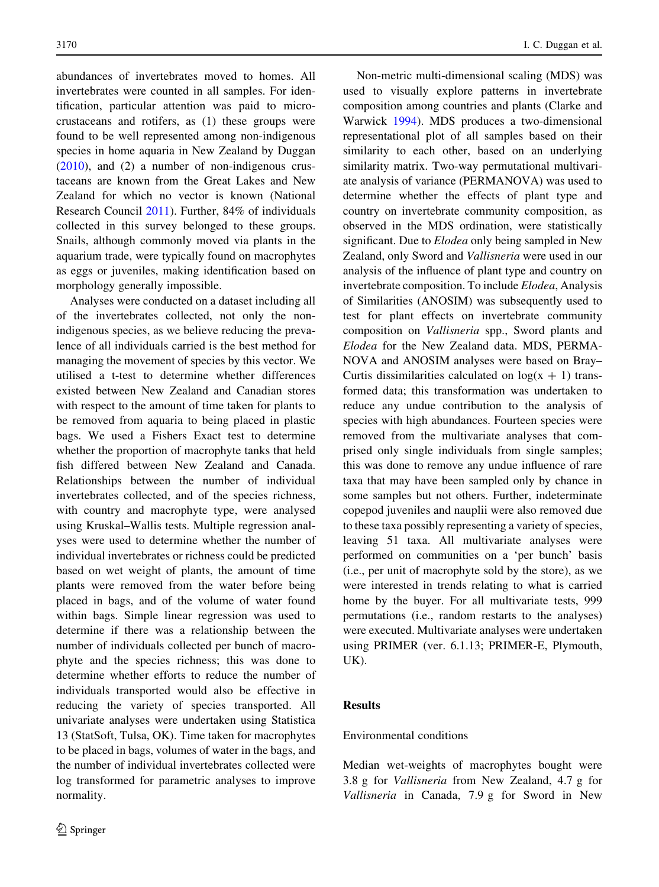abundances of invertebrates moved to homes. All invertebrates were counted in all samples. For identification, particular attention was paid to microcrustaceans and rotifers, as (1) these groups were found to be well represented among non-indigenous species in home aquaria in New Zealand by Duggan (2010), and (2) a number of non-indigenous crustaceans are known from the Great Lakes and New Zealand for which no vector is known (National Research Council 2011). Further, 84% of individuals collected in this survey belonged to these groups. Snails, although commonly moved via plants in the aquarium trade, were typically found on macrophytes as eggs or juveniles, making identification based on morphology generally impossible.

Analyses were conducted on a dataset including all of the invertebrates collected, not only the non-indigenous species, as we believe reducing the prevalence of all individuals carried is the best method for managing the movement of species by this vector. We utilised a t-test to determine whether differences existed between New Zealand and Canadian stores with respect to the amount of time taken for plants to be removed from aquaria to being placed in plastic bags. We used a Fishers Exact test to determine whether the proportion of macrophyte tanks that held fish differed between New Zealand and Canada. Relationships between the number of individual invertebrates collected, and of the species richness, with country and macrophyte type, were analysed using Kruskal–Wallis tests. Multiple regression analyses were used to determine whether the number of individual invertebrates or richness could be predicted based on wet weight of plants, the amount of time plants were removed from the water before being placed in bags, and of the volume of water found within bags. Simple linear regression was used to determine if there was a relationship between the number of individuals collected per bunch of macrophyte and the species richness; this was done to determine whether efforts to reduce the number of individuals transported would also be effective in reducing the variety of species transported. All univariate analyses were undertaken using Statistica 13 (StatSoft, Tulsa, OK). Time taken for macrophytes to be placed in bags, volumes of water in the bags, and the number of individual invertebrates collected were log transformed for parametric analyses to improve normality.

Non-metric multi-dimensional scaling (MDS) was used to visually explore patterns in invertebrate composition among countries and plants (Clarke and Warwick 1994). MDS produces a two-dimensional representational plot of all samples based on their similarity to each other, based on an underlying similarity matrix. Two-way permutational multivariate analysis of variance (PERMANOVA) was used to determine whether the effects of plant type and country on invertebrate community composition, as observed in the MDS ordination, were statistically significant. Due to *Elodea* only being sampled in New Zealand, only Sword and *Vallisneria* were used in our analysis of the influence of plant type and country on invertebrate composition. To include *Elodea*, Analysis of Similarities (ANOSIM) was subsequently used to test for plant effects on invertebrate community composition on *Vallisneria* spp., Sword plants and *Elodea* for the New Zealand data. MDS, PERMANOVA and ANOSIM analyses were based on Bray–Curtis dissimilarities calculated on $\log(x + 1)$ transformed data; this transformation was undertaken to reduce any undue contribution to the analysis of species with high abundances. Fourteen species were removed from the multivariate analyses that comprised only single individuals from single samples; this was done to remove any undue influence of rare taxa that may have been sampled only by chance in some samples but not others. Further, indeterminate copepod juveniles and nauplii were also removed due to these taxa possibly representing a variety of species, leaving 51 taxa. All multivariate analyses were performed on communities on a 'per bunch' basis (i.e., per unit of macrophyte sold by the store), as we were interested in trends relating to what is carried home by the buyer. For all multivariate tests, 999 permutations (i.e., random restarts to the analyses) were executed. Multivariate analyses were undertaken using PRIMER (ver. 6.1.13; PRIMER-E, Plymouth, UK).

## Results

### Environmental conditions

Median wet-weights of macrophytes bought were 3.8 g for *Vallisneria* from New Zealand, 4.7 g for *Vallisneria* in Canada, 7.9 g for Sword in New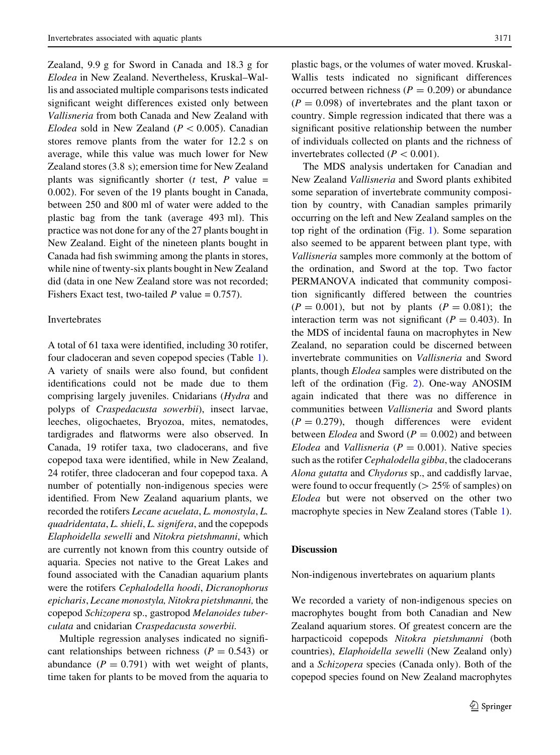Zealand, 9.9 g for Sword in Canada and 18.3 g for *Elodea* in New Zealand. Nevertheless, Kruskal–Wallis and associated multiple comparisons tests indicated significant weight differences existed only between *Vallisneria* from both Canada and New Zealand with *Elodea* sold in New Zealand ($P < 0.005$). Canadian stores remove plants from the water for 12.2 s on average, while this value was much lower for New Zealand stores (3.8 s); emersion time for New Zealand plants was significantly shorter (*t* test, *P* value = 0.002). For seven of the 19 plants bought in Canada, between 250 and 800 ml of water were added to the plastic bag from the tank (average 493 ml). This practice was not done for any of the 27 plants bought in New Zealand. Eight of the nineteen plants bought in Canada had fish swimming among the plants in stores, while nine of twenty-six plants bought in New Zealand did (data in one New Zealand store was not recorded; Fishers Exact test, two-tailed *P* value = 0.757).

## Invertebrates

A total of 61 taxa were identified, including 30 rotifer, four cladoceran and seven copepod species (Table 1). A variety of snails were also found, but confident identifications could not be made due to them comprising largely juveniles. Cnidarians (*Hydra* and polyps of *Craspedacusta sowerbii*), insect larvae, leeches, oligochaetes, Bryozoa, mites, nematodes, tardigrades and flatworms were also observed. In Canada, 19 rotifer taxa, two cladocerans, and five copepod taxa were identified, while in New Zealand, 24 rotifer, three cladoceran and four copepod taxa. A number of potentially non-indigenous species were identified. From New Zealand aquarium plants, we recorded the rotifers *Lecane acuelata*, *L. monostyla*, *L. quadridentata*, *L. shieli*, *L. signifera*, and the copepods *Elaphoidella sewelli* and *Nitokra pietshmanni*, which are currently not known from this country outside of aquaria. Species not native to the Great Lakes and found associated with the Canadian aquarium plants were the rotifers *Cephalodella hoodi*, *Dicranophorus epicharis*, *Lecane monostyla, Nitokra pietshmanni,* the copepod *Schizopera* sp., gastropod *Melanoides tuberculata* and cnidarian *Craspedacusta sowerbii.*

Multiple regression analyses indicated no significant relationships between richness ($P = 0.543$) or abundance ($P = 0.791$) with wet weight of plants, time taken for plants to be moved from the aquaria to plastic bags, or the volumes of water moved. Kruskal-Wallis tests indicated no significant differences occurred between richness ($P = 0.209$) or abundance ($P = 0.098$) of invertebrates and the plant taxon or country. Simple regression indicated that there was a significant positive relationship between the number of individuals collected on plants and the richness of invertebrates collected ($P < 0.001$).

The MDS analysis undertaken for Canadian and New Zealand *Vallisneria* and Sword plants exhibited some separation of invertebrate community composition by country, with Canadian samples primarily occurring on the left and New Zealand samples on the top right of the ordination (Fig. 1). Some separation also seemed to be apparent between plant type, with *Vallisneria* samples more commonly at the bottom of the ordination, and Sword at the top. Two factor PERMANOVA indicated that community composition significantly differed between the countries ($P = 0.001$), but not by plants ($P = 0.081$); the interaction term was not significant ($P = 0.403$). In the MDS of incidental fauna on macrophytes in New Zealand, no separation could be discerned between invertebrate communities on *Vallisneria* and Sword plants, though *Elodea* samples were distributed on the left of the ordination (Fig. 2). One-way ANOSIM again indicated that there was no difference in communities between *Vallisneria* and Sword plants ($P = 0.279$), though differences were evident between *Elodea* and Sword ($P = 0.002$) and between *Elodea* and *Vallisneria* ($P = 0.001$). Native species such as the rotifer *Cephalodella gibba*, the cladocerans *Alona gutatta* and *Chydorus* sp., and caddisfly larvae, were found to occur frequently (> 25% of samples) on *Elodea* but were not observed on the other two macrophyte species in New Zealand stores (Table 1).

# Discussion

## Non-indigenous invertebrates on aquarium plants

We recorded a variety of non-indigenous species on macrophytes bought from both Canadian and New Zealand aquarium stores. Of greatest concern are the harpacticoid copepods *Nitokra pietshmanni* (both countries), *Elaphoidella sewelli* (New Zealand only) and a *Schizopera* species (Canada only). Both of the copepod species found on New Zealand macrophytes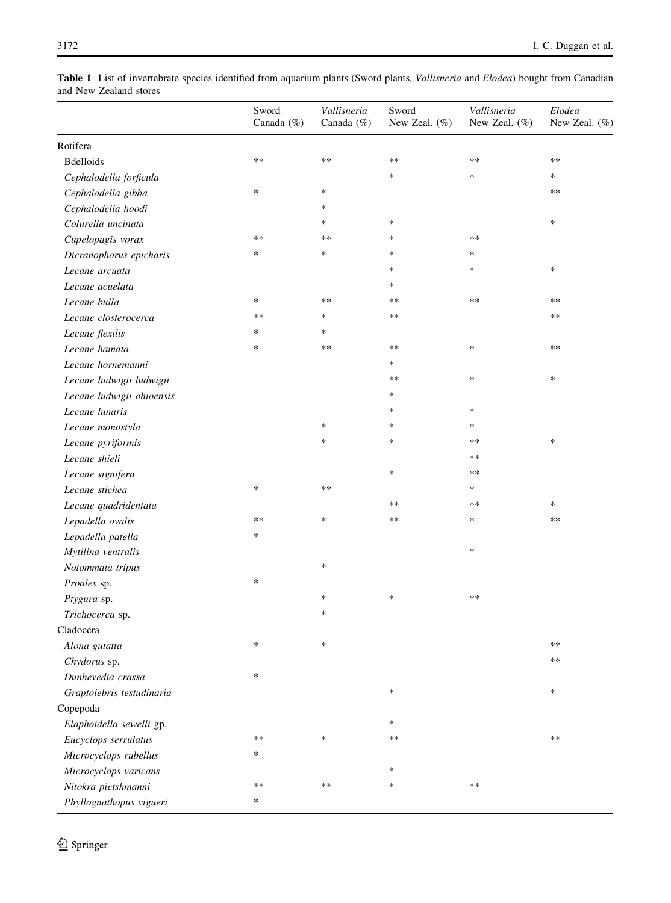**Table 1** List of invertebrate species identified from aquarium plants (Sword plants, *Vallisneria* and *Elodea*) bought from Canadian and New Zealand stores

| | Sword Canada (%) | *Vallisneria* Canada (%) | Sword New Zeal. (%) | *Vallisneria* New Zeal. (%) | *Elodea* New Zeal. (%) |
|---|---|---|---|---|---|
| Rotifera | | | | | |
| Bdelloids | ** | ** | ** | ** | ** |
| *Cephalodella forficula* | | | * | * | * |
| *Cephalodella gibba* | * | * | | | ** |
| *Cephalodella hoodi* | | * | | | |
| *Colurella uncinata* | | * | * | | * |
| *Cupelopagis vorax* | ** | ** | * | ** | |
| *Dicranophorus epicharis* | * | * | * | * | |
| *Lecane arcuata* | | | * | * | * |
| *Lecane acuelata* | | | * | | |
| *Lecane bulla* | * | ** | ** | ** | ** |
| *Lecane closterocerca* | ** | * | ** | | ** |
| *Lecane flexilis* | * | * | | | |
| *Lecane hamata* | * | ** | ** | * | ** |
| *Lecane hornemanni* | | | * | | |
| *Lecane ludwigii ludwigii* | | | ** | * | * |
| *Lecane ludwigii ohioensis* | | | * | | |
| *Lecane lunaris* | | | * | * | |
| *Lecane monostyla* | | * | * | * | |
| *Lecane pyriformis* | | * | * | ** | * |
| *Lecane shieli* | | | | ** | |
| *Lecane signifera* | | | * | ** | |
| *Lecane stichea* | * | ** | | * | |
| *Lecane quadridentata* | | | ** | ** | * |
| *Lepadella ovalis* | ** | * | ** | * | ** |
| *Lepadella patella* | * | | | | |
| *Mytilina ventralis* | | | | * | |
| *Notommata tripus* | | * | | | |
| *Proales* sp. | * | | | | |
| *Ptygura* sp. | | * | * | ** | |
| *Trichocerca* sp. | | * | | | |
| Cladocera | | | | | |
| *Alona gutatta* | * | * | | | ** |
| *Chydorus* sp. | | | | | ** |
| *Dunhevedia crassa* | * | | | | |
| *Graptolebris testudinaria* | | | * | | * |
| Copepoda | | | | | |
| *Elaphoidella sewelli* gp. | | | * | | |
| *Eucyclops serrulatus* | ** | * | ** | | ** |
| *Microcyclops rubellus* | * | | | | |
| *Microcyclops varicans* | | | * | | |
| *Nitokra pietshmanni* | ** | ** | * | ** | |
| *Phyllognathopus vigueri* | * | | | | |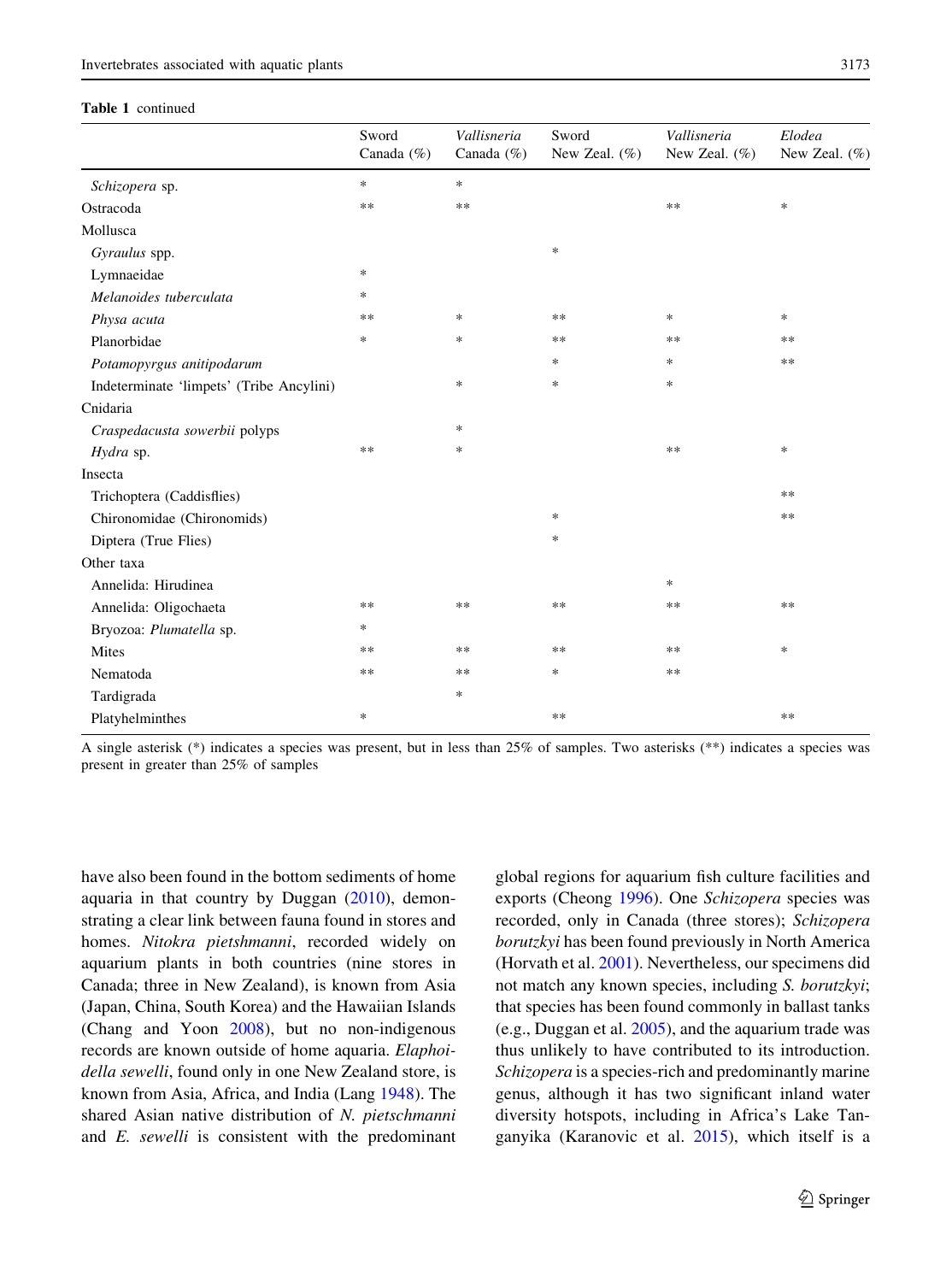**Table 1** continued

| | Sword Canada (%) | *Vallisneria* Canada (%) | Sword New Zeal. (%) | *Vallisneria* New Zeal. (%) | *Elodea* New Zeal. (%) |
|---|---|---|---|---|---|
| *Schizopera* sp. | * | * | | | |
| Ostracoda | ** | ** | | ** | * |
| Mollusca | | | | | |
| *Gyraulus* spp. | | | * | | |
| Lymnaeidae | * | | | | |
| *Melanoides tuberculata* | * | | | | |
| *Physa acuta* | ** | * | ** | * | * |
| Planorbidae | * | * | ** | ** | ** |
| *Potamopyrgus anitipodarum* | | | * | * | ** |
| Indeterminate 'limpets' (Tribe Ancylini) | | * | * | * | |
| Cnidaria | | | | | |
| *Craspedacusta sowerbii* polyps | | * | | | |
| *Hydra* sp. | ** | * | | ** | * |
| Insecta | | | | | |
| Trichoptera (Caddisflies) | | | | | ** |
| Chironomidae (Chironomids) | | | * | | ** |
| Diptera (True Flies) | | | * | | |
| Other taxa | | | | | |
| Annelida: Hirudinea | | | | * | |
| Annelida: Oligochaeta | ** | ** | ** | ** | ** |
| Bryozoa: *Plumatella* sp. | * | | | | |
| Mites | ** | ** | ** | ** | * |
| Nematoda | ** | ** | * | ** | |
| Tardigrada | | * | | | |
| Platyhelminthes | * | | ** | | ** |

A single asterisk (*) indicates a species was present, but in less than 25% of samples. Two asterisks (**) indicates a species was present in greater than 25% of samples

have also been found in the bottom sediments of home aquaria in that country by Duggan (2010), demonstrating a clear link between fauna found in stores and homes. *Nitokra pietshmanni*, recorded widely on aquarium plants in both countries (nine stores in Canada; three in New Zealand), is known from Asia (Japan, China, South Korea) and the Hawaiian Islands (Chang and Yoon 2008), but no non-indigenous records are known outside of home aquaria. *Elaphoidella sewelli*, found only in one New Zealand store, is known from Asia, Africa, and India (Lang 1948). The shared Asian native distribution of *N. pietschmanni* and *E. sewelli* is consistent with the predominant global regions for aquarium fish culture facilities and exports (Cheong 1996). One *Schizopera* species was recorded, only in Canada (three stores); *Schizopera borutzkyi* has been found previously in North America (Horvath et al. 2001). Nevertheless, our specimens did not match any known species, including *S. borutzkyi*; that species has been found commonly in ballast tanks (e.g., Duggan et al. 2005), and the aquarium trade was thus unlikely to have contributed to its introduction. *Schizopera* is a species-rich and predominantly marine genus, although it has two significant inland water diversity hotspots, including in Africa's Lake Tanganyika (Karanovic et al. 2015), which itself is a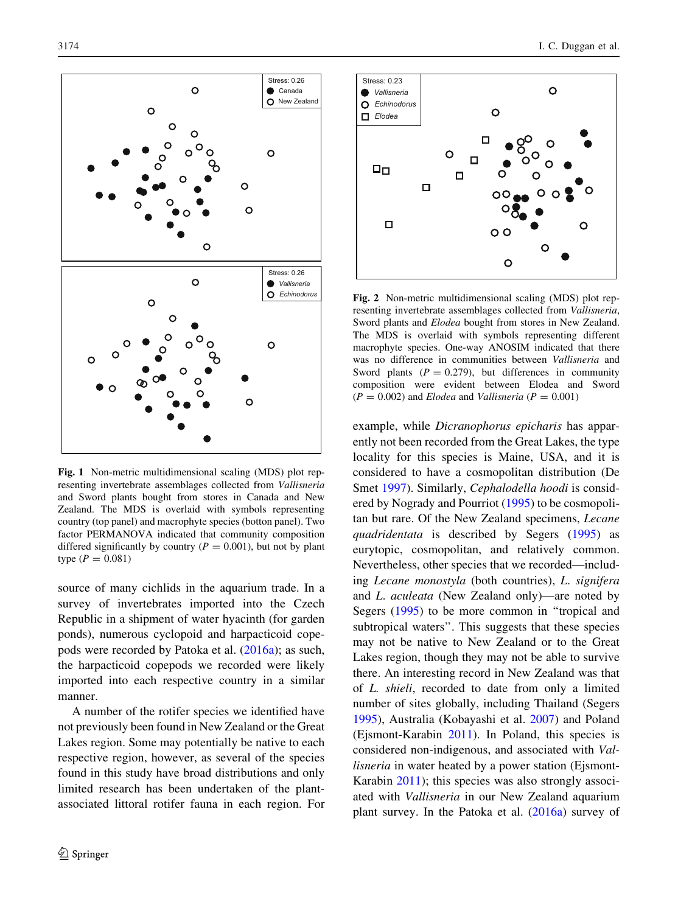Fig. 1 Non-metric multidimensional scaling (MDS) plot representing invertebrate assemblages collected from *Vallisneria* and Sword plants bought from stores in Canada and New Zealand. The MDS is overlaid with symbols representing country (top panel) and macrophyte species (botton panel). Two factor PERMANOVA indicated that community composition differed significantly by country ($P = 0.001$), but not by plant type ($P = 0.081$)

Fig. 2 Non-metric multidimensional scaling (MDS) plot representing invertebrate assemblages collected from *Vallisneria*, Sword plants and *Elodea* bought from stores in New Zealand. The MDS is overlaid with symbols representing different macrophyte species. One-way ANOSIM indicated that there was no difference in communities between *Vallisneria* and Sword plants ($P = 0.279$), but differences in community composition were evident between Elodea and Sword ($P = 0.002$) and *Elodea* and *Vallisneria* ($P = 0.001$)

source of many cichlids in the aquarium trade. In a survey of invertebrates imported into the Czech Republic in a shipment of water hyacinth (for garden ponds), numerous cyclopoid and harpacticoid copepods were recorded by Patoka et al. (2016a); as such, the harpacticoid copepods we recorded were likely imported into each respective country in a similar manner.

A number of the rotifer species we identified have not previously been found in New Zealand or the Great Lakes region. Some may potentially be native to each respective region, however, as several of the species found in this study have broad distributions and only limited research has been undertaken of the plant-associated littoral rotifer fauna in each region. For example, while *Dicranophorus epicharis* has apparently not been recorded from the Great Lakes, the type locality for this species is Maine, USA, and it is considered to have a cosmopolitan distribution (De Smet 1997). Similarly, *Cephalodella hoodi* is considered by Nogrady and Pourriot (1995) to be cosmopolitan but rare. Of the New Zealand specimens, *Lecane quadridentata* is described by Segers (1995) as eurytopic, cosmopolitan, and relatively common. Nevertheless, other species that we recorded—including *Lecane monostyla* (both countries), *L. signifera* and *L. aculeata* (New Zealand only)—are noted by Segers (1995) to be more common in "tropical and subtropical waters". This suggests that these species may not be native to New Zealand or to the Great Lakes region, though they may not be able to survive there. An interesting record in New Zealand was that of *L. shieli*, recorded to date from only a limited number of sites globally, including Thailand (Segers 1995), Australia (Kobayashi et al. 2007) and Poland (Ejsmont-Karabin 2011). In Poland, this species is considered non-indigenous, and associated with *Vallisneria* in water heated by a power station (Ejsmont-Karabin 2011); this species was also strongly associated with *Vallisneria* in our New Zealand aquarium plant survey. In the Patoka et al. (2016a) survey of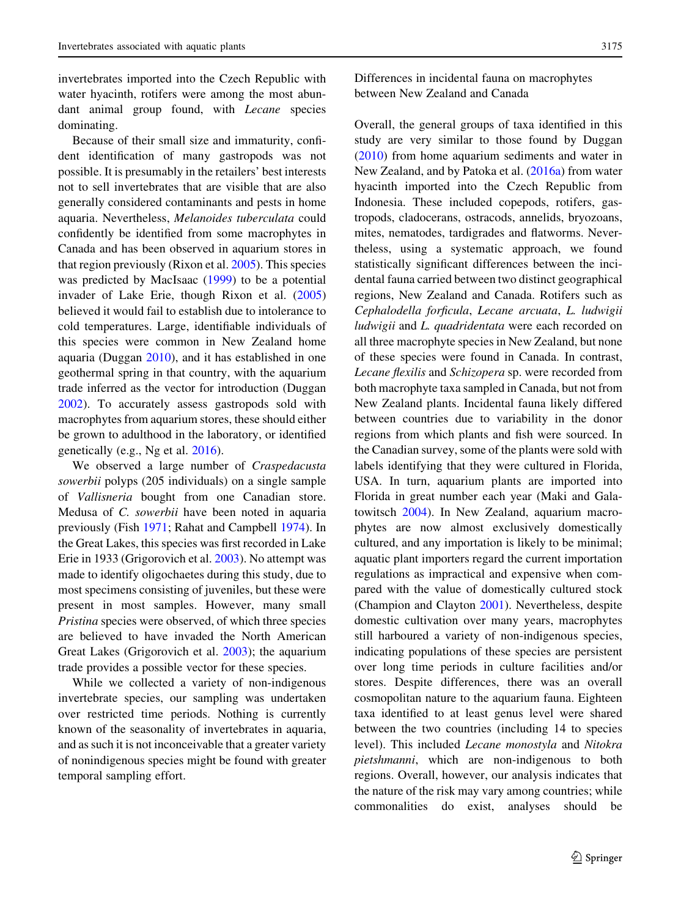invertebrates imported into the Czech Republic with water hyacinth, rotifers were among the most abundant animal group found, with *Lecane* species dominating.

Because of their small size and immaturity, confident identification of many gastropods was not possible. It is presumably in the retailers' best interests not to sell invertebrates that are visible that are also generally considered contaminants and pests in home aquaria. Nevertheless, *Melanoides tuberculata* could confidently be identified from some macrophytes in Canada and has been observed in aquarium stores in that region previously (Rixon et al. 2005). This species was predicted by MacIsaac (1999) to be a potential invader of Lake Erie, though Rixon et al. (2005) believed it would fail to establish due to intolerance to cold temperatures. Large, identifiable individuals of this species were common in New Zealand home aquaria (Duggan 2010), and it has established in one geothermal spring in that country, with the aquarium trade inferred as the vector for introduction (Duggan 2002). To accurately assess gastropods sold with macrophytes from aquarium stores, these should either be grown to adulthood in the laboratory, or identified genetically (e.g., Ng et al. 2016).

We observed a large number of *Craspedacusta sowerbii* polyps (205 individuals) on a single sample of *Vallisneria* bought from one Canadian store. Medusa of *C. sowerbii* have been noted in aquaria previously (Fish 1971; Rahat and Campbell 1974). In the Great Lakes, this species was first recorded in Lake Erie in 1933 (Grigorovich et al. 2003). No attempt was made to identify oligochaetes during this study, due to most specimens consisting of juveniles, but these were present in most samples. However, many small *Pristina* species were observed, of which three species are believed to have invaded the North American Great Lakes (Grigorovich et al. 2003); the aquarium trade provides a possible vector for these species.

While we collected a variety of non-indigenous invertebrate species, our sampling was undertaken over restricted time periods. Nothing is currently known of the seasonality of invertebrates in aquaria, and as such it is not inconceivable that a greater variety of nonindigenous species might be found with greater temporal sampling effort.

## Differences in incidental fauna on macrophytes between New Zealand and Canada

Overall, the general groups of taxa identified in this study are very similar to those found by Duggan (2010) from home aquarium sediments and water in New Zealand, and by Patoka et al. (2016a) from water hyacinth imported into the Czech Republic from Indonesia. These included copepods, rotifers, gastropods, cladocerans, ostracods, annelids, bryozoans, mites, nematodes, tardigrades and flatworms. Nevertheless, using a systematic approach, we found statistically significant differences between the incidental fauna carried between two distinct geographical regions, New Zealand and Canada. Rotifers such as *Cephalodella forficula*, *Lecane arcuata*, *L. ludwigii ludwigii* and *L. quadridentata* were each recorded on all three macrophyte species in New Zealand, but none of these species were found in Canada. In contrast, *Lecane flexilis* and *Schizopera* sp. were recorded from both macrophyte taxa sampled in Canada, but not from New Zealand plants. Incidental fauna likely differed between countries due to variability in the donor regions from which plants and fish were sourced. In the Canadian survey, some of the plants were sold with labels identifying that they were cultured in Florida, USA. In turn, aquarium plants are imported into Florida in great number each year (Maki and Galatowitsch 2004). In New Zealand, aquarium macrophytes are now almost exclusively domestically cultured, and any importation is likely to be minimal; aquatic plant importers regard the current importation regulations as impractical and expensive when compared with the value of domestically cultured stock (Champion and Clayton 2001). Nevertheless, despite domestic cultivation over many years, macrophytes still harboured a variety of non-indigenous species, indicating populations of these species are persistent over long time periods in culture facilities and/or stores. Despite differences, there was an overall cosmopolitan nature to the aquarium fauna. Eighteen taxa identified to at least genus level were shared between the two countries (including 14 to species level). This included *Lecane monostyla* and *Nitokra pietshmanni*, which are non-indigenous to both regions. Overall, however, our analysis indicates that the nature of the risk may vary among countries; while commonalities do exist, analyses should be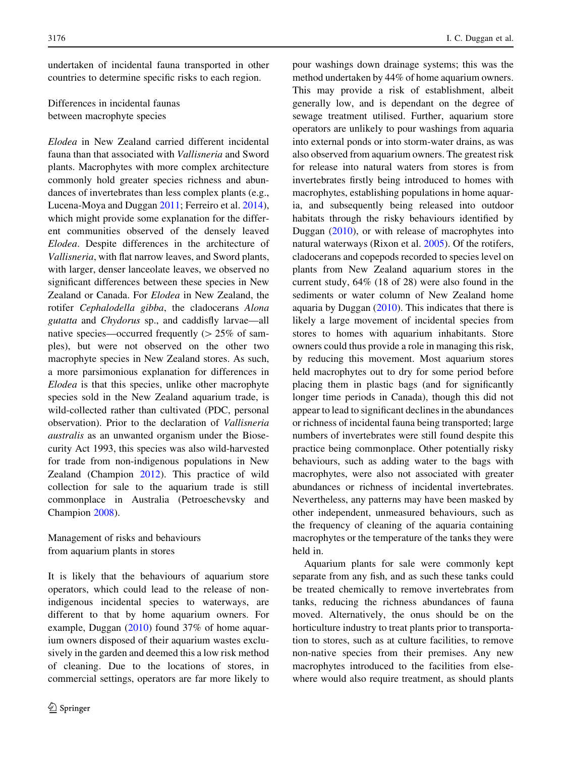undertaken of incidental fauna transported in other countries to determine specific risks to each region.

### Differences in incidental faunas between macrophyte species

*Elodea* in New Zealand carried different incidental fauna than that associated with *Vallisneria* and Sword plants. Macrophytes with more complex architecture commonly hold greater species richness and abundances of invertebrates than less complex plants (e.g., Lucena-Moya and Duggan 2011; Ferreiro et al. 2014), which might provide some explanation for the different communities observed of the densely leaved *Elodea*. Despite differences in the architecture of *Vallisneria*, with flat narrow leaves, and Sword plants, with larger, denser lanceolate leaves, we observed no significant differences between these species in New Zealand or Canada. For *Elodea* in New Zealand, the rotifer *Cephalodella gibba*, the cladocerans *Alona gutatta* and *Chydorus* sp., and caddisfly larvae—all native species—occurred frequently (> 25% of samples), but were not observed on the other two macrophyte species in New Zealand stores. As such, a more parsimonious explanation for differences in *Elodea* is that this species, unlike other macrophyte species sold in the New Zealand aquarium trade, is wild-collected rather than cultivated (PDC, personal observation). Prior to the declaration of *Vallisneria australis* as an unwanted organism under the Biosecurity Act 1993, this species was also wild-harvested for trade from non-indigenous populations in New Zealand (Champion 2012). This practice of wild collection for sale to the aquarium trade is still commonplace in Australia (Petroeschevsky and Champion 2008).

### Management of risks and behaviours from aquarium plants in stores

It is likely that the behaviours of aquarium store operators, which could lead to the release of non-indigenous incidental species to waterways, are different to that by home aquarium owners. For example, Duggan (2010) found 37% of home aquarium owners disposed of their aquarium wastes exclusively in the garden and deemed this a low risk method of cleaning. Due to the locations of stores, in commercial settings, operators are far more likely to pour washings down drainage systems; this was the method undertaken by 44% of home aquarium owners. This may provide a risk of establishment, albeit generally low, and is dependant on the degree of sewage treatment utilised. Further, aquarium store operators are unlikely to pour washings from aquaria into external ponds or into storm-water drains, as was also observed from aquarium owners. The greatest risk for release into natural waters from stores is from invertebrates firstly being introduced to homes with macrophytes, establishing populations in home aquaria, and subsequently being released into outdoor habitats through the risky behaviours identified by Duggan (2010), or with release of macrophytes into natural waterways (Rixon et al. 2005). Of the rotifers, cladocerans and copepods recorded to species level on plants from New Zealand aquarium stores in the current study, 64% (18 of 28) were also found in the sediments or water column of New Zealand home aquaria by Duggan (2010). This indicates that there is likely a large movement of incidental species from stores to homes with aquarium inhabitants. Store owners could thus provide a role in managing this risk, by reducing this movement. Most aquarium stores held macrophytes out to dry for some period before placing them in plastic bags (and for significantly longer time periods in Canada), though this did not appear to lead to significant declines in the abundances or richness of incidental fauna being transported; large numbers of invertebrates were still found despite this practice being commonplace. Other potentially risky behaviours, such as adding water to the bags with macrophytes, were also not associated with greater abundances or richness of incidental invertebrates. Nevertheless, any patterns may have been masked by other independent, unmeasured behaviours, such as the frequency of cleaning of the aquaria containing macrophytes or the temperature of the tanks they were held in.

Aquarium plants for sale were commonly kept separate from any fish, and as such these tanks could be treated chemically to remove invertebrates from tanks, reducing the richness abundances of fauna moved. Alternatively, the onus should be on the horticulture industry to treat plants prior to transportation to stores, such as at culture facilities, to remove non-native species from their premises. Any new macrophytes introduced to the facilities from elsewhere would also require treatment, as should plants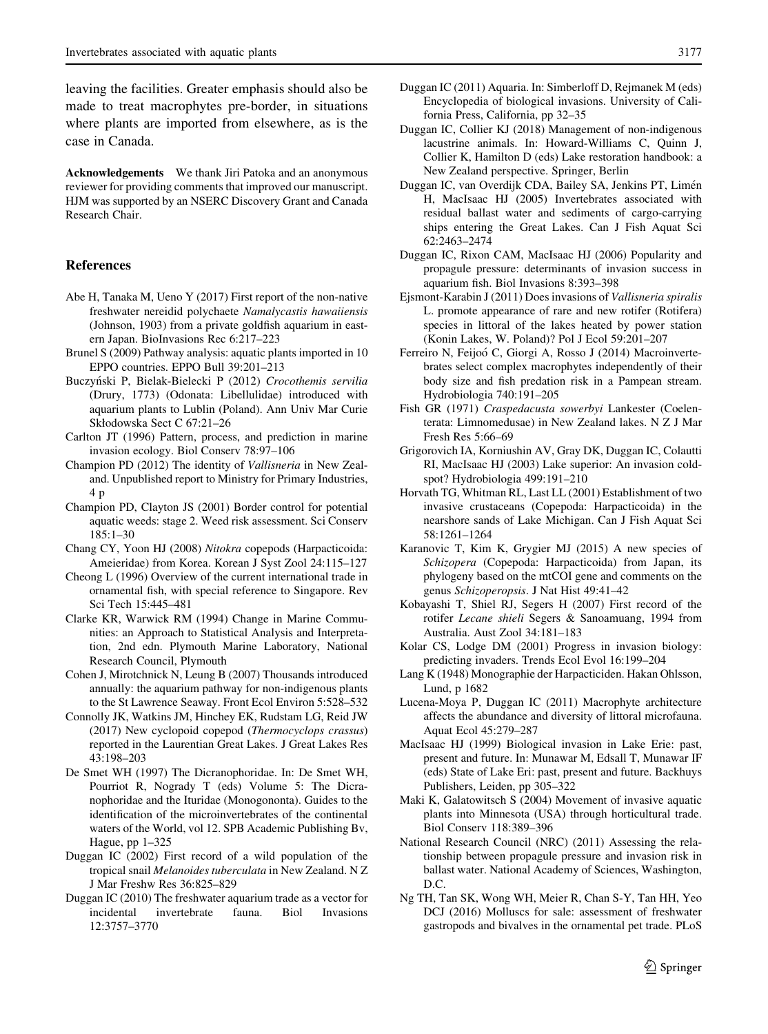leaving the facilities. Greater emphasis should also be made to treat macrophytes pre-border, in situations where plants are imported from elsewhere, as is the case in Canada.

**Acknowledgements** We thank Jiri Patoka and an anonymous reviewer for providing comments that improved our manuscript. HJM was supported by an NSERC Discovery Grant and Canada Research Chair.

## References

Abe H, Tanaka M, Ueno Y (2017) First report of the non-native freshwater nereidid polychaete *Namalycastis hawaiiensis* (Johnson, 1903) from a private goldfish aquarium in eastern Japan. BioInvasions Rec 6:217–223

Brunel S (2009) Pathway analysis: aquatic plants imported in 10 EPPO countries. EPPO Bull 39:201–213

Buczyński P, Bielak-Bielecki P (2012) *Crocothemis servilia* (Drury, 1773) (Odonata: Libellulidae) introduced with aquarium plants to Lublin (Poland). Ann Univ Mar Curie Skłodowska Sect C 67:21–26

Carlton JT (1996) Pattern, process, and prediction in marine invasion ecology. Biol Conserv 78:97–106

Champion PD (2012) The identity of *Vallisneria* in New Zealand. Unpublished report to Ministry for Primary Industries, 4 p

Champion PD, Clayton JS (2001) Border control for potential aquatic weeds: stage 2. Weed risk assessment. Sci Conserv 185:1–30

Chang CY, Yoon HJ (2008) *Nitokra* copepods (Harpacticoida: Ameieridae) from Korea. Korean J Syst Zool 24:115–127

Cheong L (1996) Overview of the current international trade in ornamental fish, with special reference to Singapore. Rev Sci Tech 15:445–481

Clarke KR, Warwick RM (1994) Change in Marine Communities: an Approach to Statistical Analysis and Interpretation, 2nd edn. Plymouth Marine Laboratory, National Research Council, Plymouth

Cohen J, Mirotchnick N, Leung B (2007) Thousands introduced annually: the aquarium pathway for non-indigenous plants to the St Lawrence Seaway. Front Ecol Environ 5:528–532

Connolly JK, Watkins JM, Hinchey EK, Rudstam LG, Reid JW (2017) New cyclopoid copepod (*Thermocyclops crassus*) reported in the Laurentian Great Lakes. J Great Lakes Res 43:198–203

De Smet WH (1997) The Dicranophoridae. In: De Smet WH, Pourriot R, Nogrady T (eds) Volume 5: The Dicranophoridae and the Ituridae (Monogononta). Guides to the identification of the microinvertebrates of the continental waters of the World, vol 12. SPB Academic Publishing Bv, Hague, pp 1–325

Duggan IC (2002) First record of a wild population of the tropical snail *Melanoides tuberculata* in New Zealand. N Z J Mar Freshw Res 36:825–829

Duggan IC (2010) The freshwater aquarium trade as a vector for incidental invertebrate fauna. Biol Invasions 12:3757–3770

Duggan IC (2011) Aquaria. In: Simberloff D, Rejmanek M (eds) Encyclopedia of biological invasions. University of California Press, California, pp 32–35

Duggan IC, Collier KJ (2018) Management of non-indigenous lacustrine animals. In: Howard-Williams C, Quinn J, Collier K, Hamilton D (eds) Lake restoration handbook: a New Zealand perspective. Springer, Berlin

Duggan IC, van Overdijk CDA, Bailey SA, Jenkins PT, Limén H, MacIsaac HJ (2005) Invertebrates associated with residual ballast water and sediments of cargo-carrying ships entering the Great Lakes. Can J Fish Aquat Sci 62:2463–2474

Duggan IC, Rixon CAM, MacIsaac HJ (2006) Popularity and propagule pressure: determinants of invasion success in aquarium fish. Biol Invasions 8:393–398

Ejsmont-Karabin J (2011) Does invasions of *Vallisneria spiralis* L. promote appearance of rare and new rotifer (Rotifera) species in littoral of the lakes heated by power station (Konin Lakes, W. Poland)? Pol J Ecol 59:201–207

Ferreiro N, Feijoó C, Giorgi A, Rosso J (2014) Macroinvertebrates select complex macrophytes independently of their body size and fish predation risk in a Pampean stream. Hydrobiologia 740:191–205

Fish GR (1971) *Craspedacusta sowerbyi* Lankester (Coelenterata: Limnomedusae) in New Zealand lakes. N Z J Mar Fresh Res 5:66–69

Grigorovich IA, Korniushin AV, Gray DK, Duggan IC, Colautti RI, MacIsaac HJ (2003) Lake superior: An invasion coldspot? Hydrobiologia 499:191–210

Horvath TG, Whitman RL, Last LL (2001) Establishment of two invasive crustaceans (Copepoda: Harpacticoida) in the nearshore sands of Lake Michigan. Can J Fish Aquat Sci 58:1261–1264

Karanovic T, Kim K, Grygier MJ (2015) A new species of *Schizopera* (Copepoda: Harpacticoida) from Japan, its phylogeny based on the mtCOI gene and comments on the genus *Schizoperopsis*. J Nat Hist 49:41–42

Kobayashi T, Shiel RJ, Segers H (2007) First record of the rotifer *Lecane shieli* Segers & Sanoamuang, 1994 from Australia. Aust Zool 34:181–183

Kolar CS, Lodge DM (2001) Progress in invasion biology: predicting invaders. Trends Ecol Evol 16:199–204

Lang K (1948) Monographie der Harpacticiden. Hakan Ohlsson, Lund, p 1682

Lucena-Moya P, Duggan IC (2011) Macrophyte architecture affects the abundance and diversity of littoral microfauna. Aquat Ecol 45:279–287

MacIsaac HJ (1999) Biological invasion in Lake Erie: past, present and future. In: Munawar M, Edsall T, Munawar IF (eds) State of Lake Eri: past, present and future. Backhuys Publishers, Leiden, pp 305–322

Maki K, Galatowitsch S (2004) Movement of invasive aquatic plants into Minnesota (USA) through horticultural trade. Biol Conserv 118:389–396

National Research Council (NRC) (2011) Assessing the relationship between propagule pressure and invasion risk in ballast water. National Academy of Sciences, Washington, D.C.

Ng TH, Tan SK, Wong WH, Meier R, Chan S-Y, Tan HH, Yeo DCJ (2016) Molluscs for sale: assessment of freshwater gastropods and bivalves in the ornamental pet trade. PLoS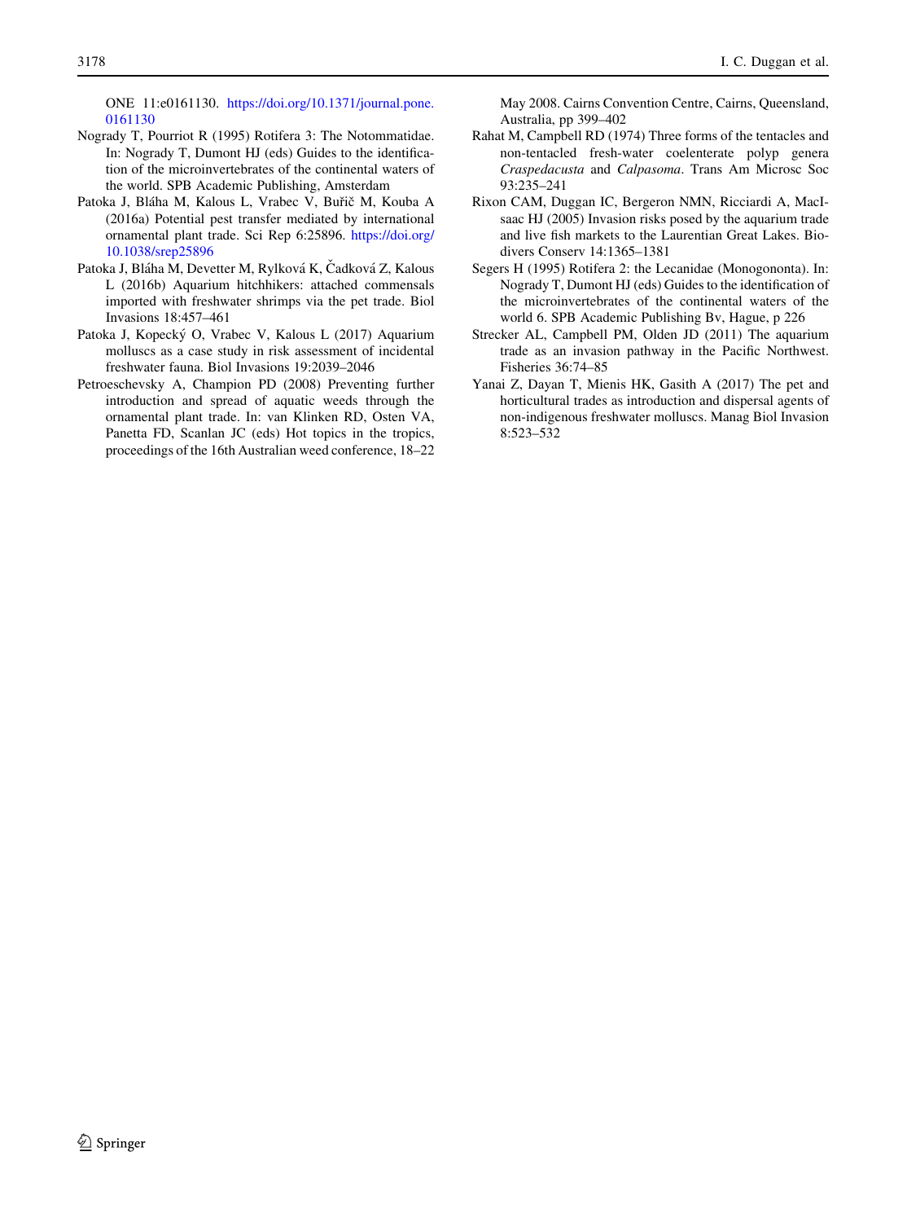ONE 11:e0161130. https://doi.org/10.1371/journal.pone.0161130

Nogrady T, Pourriot R (1995) Rotifera 3: The Notommatidae. In: Nogrady T, Dumont HJ (eds) Guides to the identification of the microinvertebrates of the continental waters of the world. SPB Academic Publishing, Amsterdam

Patoka J, Bláha M, Kalous L, Vrabec V, Buřič M, Kouba A (2016a) Potential pest transfer mediated by international ornamental plant trade. Sci Rep 6:25896. https://doi.org/10.1038/srep25896

Patoka J, Bláha M, Devetter M, Rylková K, Čadková Z, Kalous L (2016b) Aquarium hitchhikers: attached commensals imported with freshwater shrimps via the pet trade. Biol Invasions 18:457–461

Patoka J, Kopecký O, Vrabec V, Kalous L (2017) Aquarium molluscs as a case study in risk assessment of incidental freshwater fauna. Biol Invasions 19:2039–2046

Petroeschevsky A, Champion PD (2008) Preventing further introduction and spread of aquatic weeds through the ornamental plant trade. In: van Klinken RD, Osten VA, Panetta FD, Scanlan JC (eds) Hot topics in the tropics, proceedings of the 16th Australian weed conference, 18–22 May 2008. Cairns Convention Centre, Cairns, Queensland, Australia, pp 399–402

Rahat M, Campbell RD (1974) Three forms of the tentacles and non-tentacled fresh-water coelenterate polyp genera *Craspedacusta* and *Calpasoma*. Trans Am Microsc Soc 93:235–241

Rixon CAM, Duggan IC, Bergeron NMN, Ricciardi A, MacIsaac HJ (2005) Invasion risks posed by the aquarium trade and live fish markets to the Laurentian Great Lakes. Biodivers Conserv 14:1365–1381

Segers H (1995) Rotifera 2: the Lecanidae (Monogononta). In: Nogrady T, Dumont HJ (eds) Guides to the identification of the microinvertebrates of the continental waters of the world 6. SPB Academic Publishing Bv, Hague, p 226

Strecker AL, Campbell PM, Olden JD (2011) The aquarium trade as an invasion pathway in the Pacific Northwest. Fisheries 36:74–85

Yanai Z, Dayan T, Mienis HK, Gasith A (2017) The pet and horticultural trades as introduction and dispersal agents of non-indigenous freshwater molluscs. Manag Biol Invasion 8:523–532